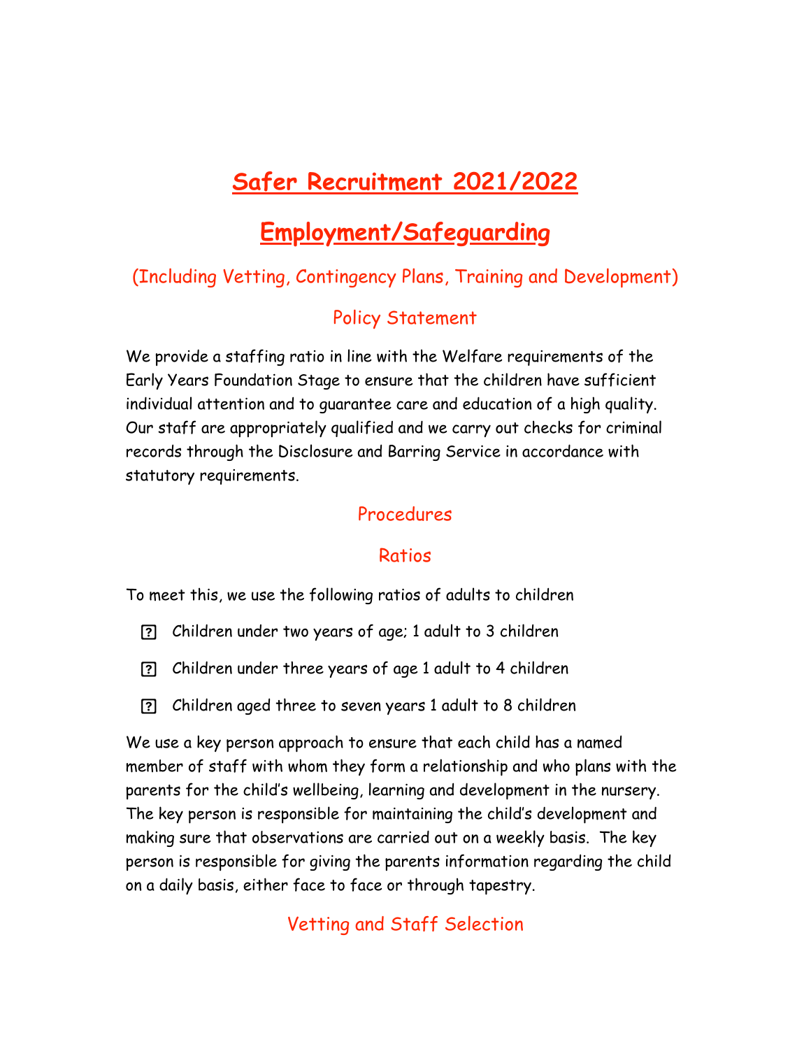# Safer Recruitment 2021/2022

# Employment/Safeguarding

## (Including Vetting, Contingency Plans, Training and Development)

### Policy Statement

We provide a staffing ratio in line with the Welfare requirements of the Early Years Foundation Stage to ensure that the children have sufficient individual attention and to guarantee care and education of a high quality. Our staff are appropriately qualified and we carry out checks for criminal records through the Disclosure and Barring Service in accordance with statutory requirements.

### Procedures

### Ratios

To meet this, we use the following ratios of adults to children

- Children under two years of age; 1 adult to 3 children
- Children under three years of age 1 adult to 4 children
- Children aged three to seven years 1 adult to 8 children

We use a key person approach to ensure that each child has a named member of staff with whom they form a relationship and who plans with the parents for the child's wellbeing, learning and development in the nursery. The key person is responsible for maintaining the child's development and making sure that observations are carried out on a weekly basis. The key person is responsible for giving the parents information regarding the child on a daily basis, either face to face or through tapestry.

### Vetting and Staff Selection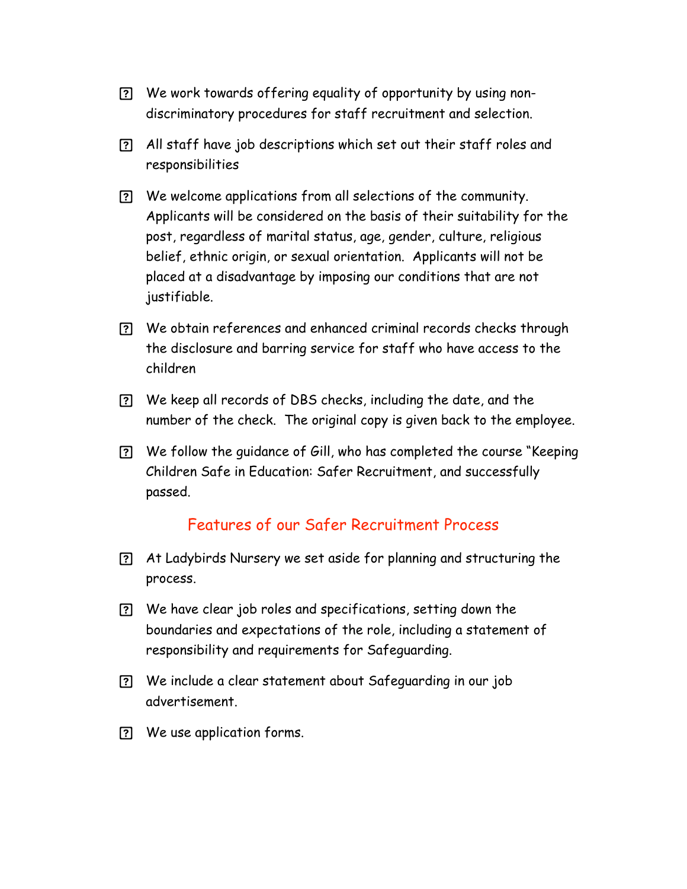- We work towards offering equality of opportunity by using non-discriminatory procedures for staff recruitment and selection.
- All staff have job descriptions which set out their staff roles and responsibilities
- We welcome applications from all selections of the community. Applicants will be considered on the basis of their suitability for the post, regardless of marital status, age, gender, culture, religious belief, ethnic origin, or sexual orientation. Applicants will not be placed at a disadvantage by imposing our conditions that are not justifiable.
- We obtain references and enhanced criminal records checks through the disclosure and barring service for staff who have access to the children
- We keep all records of DBS checks, including the date, and the number of the check. The original copy is given back to the employee.
- We follow the guidance of Gill, who has completed the course "Keeping Children Safe in Education: Safer Recruitment, and successfully passed.

## Features of our Safer Recruitment Process

- At Ladybirds Nursery we set aside for planning and structuring the process.
- We have clear job roles and specifications, setting down the boundaries and expectations of the role, including a statement of responsibility and requirements for Safeguarding.
- We include a clear statement about Safeguarding in our job advertisement.
- We use application forms.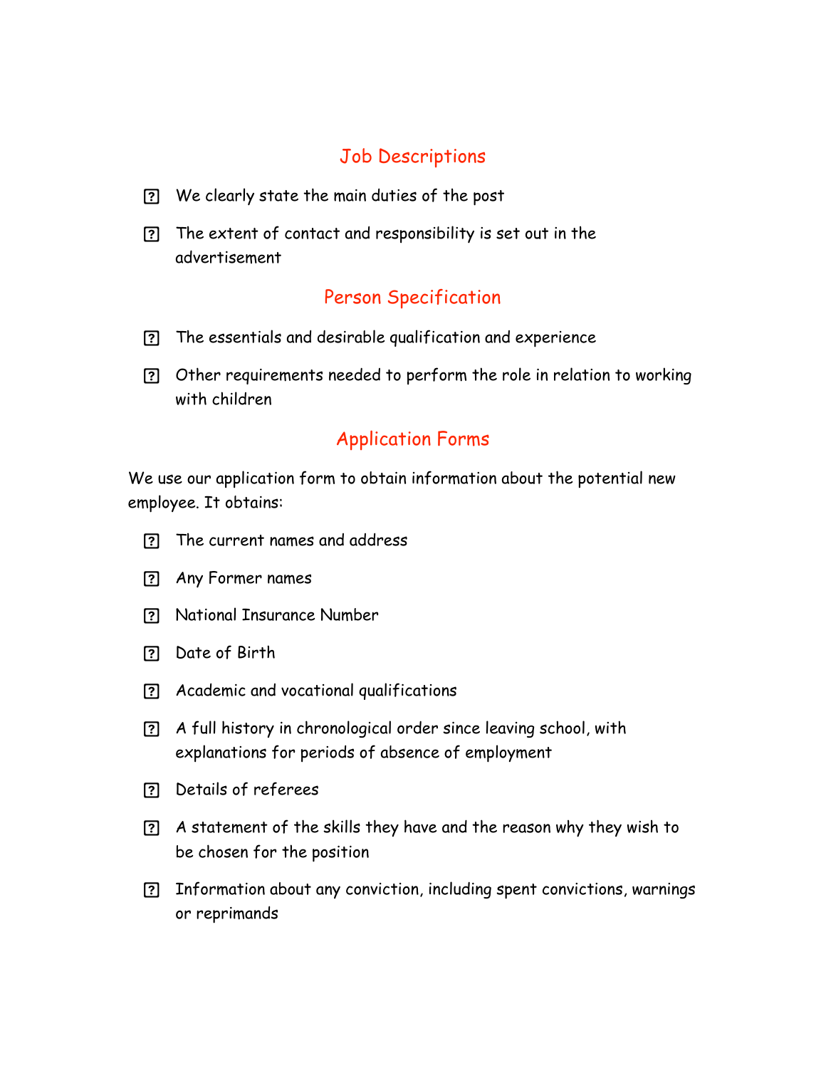## Job Descriptions

- We clearly state the main duties of the post
- The extent of contact and responsibility is set out in the advertisement

## Person Specification

- The essentials and desirable qualification and experience
- Other requirements needed to perform the role in relation to working with children

## Application Forms

We use our application form to obtain information about the potential new employee. It obtains:

- The current names and address
- Any Former names
- National Insurance Number
- Date of Birth
- Academic and vocational qualifications
- A full history in chronological order since leaving school, with explanations for periods of absence of employment
- Details of referees
- A statement of the skills they have and the reason why they wish to be chosen for the position
- Information about any conviction, including spent convictions, warnings or reprimands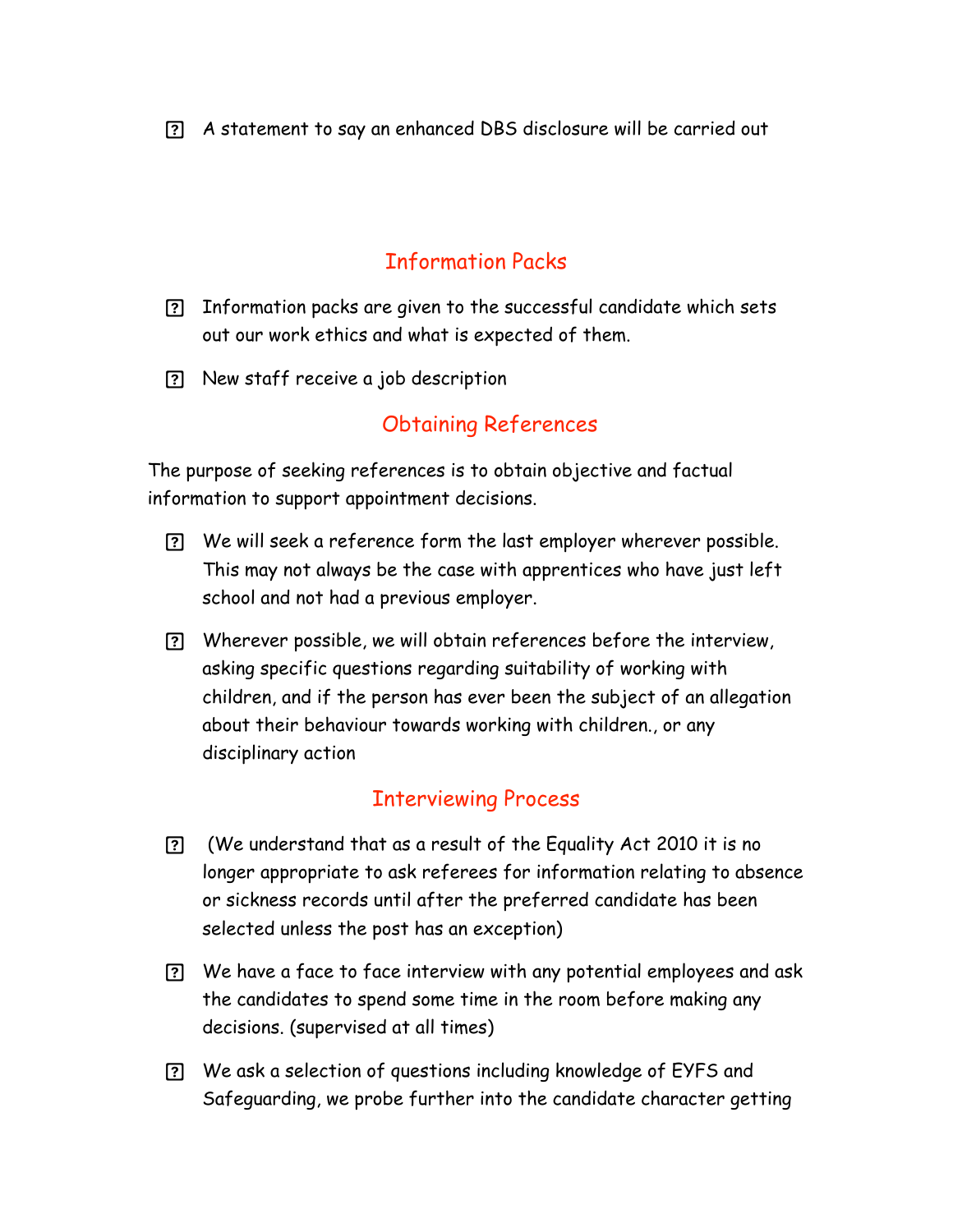- A statement to say an enhanced DBS disclosure will be carried out

## Information Packs

- Information packs are given to the successful candidate which sets out our work ethics and what is expected of them.
- New staff receive a job description

## Obtaining References

The purpose of seeking references is to obtain objective and factual information to support appointment decisions.

- We will seek a reference form the last employer wherever possible. This may not always be the case with apprentices who have just left school and not had a previous employer.
- Wherever possible, we will obtain references before the interview, asking specific questions regarding suitability of working with children, and if the person has ever been the subject of an allegation about their behaviour towards working with children., or any disciplinary action

## Interviewing Process

- (We understand that as a result of the Equality Act 2010 it is no longer appropriate to ask referees for information relating to absence or sickness records until after the preferred candidate has been selected unless the post has an exception)
- We have a face to face interview with any potential employees and ask the candidates to spend some time in the room before making any decisions. (supervised at all times)
- We ask a selection of questions including knowledge of EYFS and Safeguarding, we probe further into the candidate character getting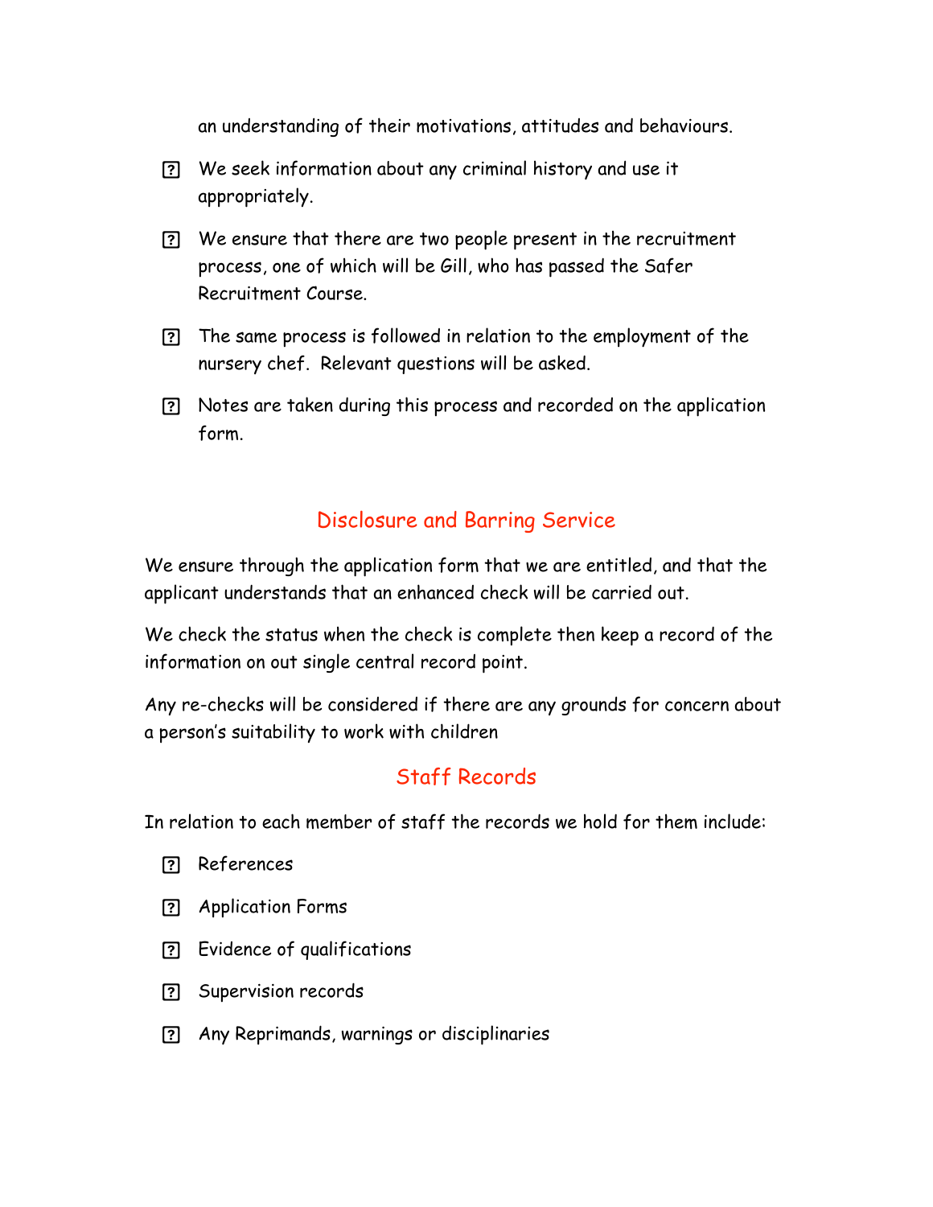an understanding of their motivations, attitudes and behaviours.

- We seek information about any criminal history and use it appropriately.
- We ensure that there are two people present in the recruitment process, one of which will be Gill, who has passed the Safer Recruitment Course.
- The same process is followed in relation to the employment of the nursery chef. Relevant questions will be asked.
- Notes are taken during this process and recorded on the application form.

## Disclosure and Barring Service

We ensure through the application form that we are entitled, and that the applicant understands that an enhanced check will be carried out.

We check the status when the check is complete then keep a record of the information on out single central record point.

Any re-checks will be considered if there are any grounds for concern about a person's suitability to work with children

## Staff Records

In relation to each member of staff the records we hold for them include:

- References
- Application Forms
- Evidence of qualifications
- Supervision records
- Any Reprimands, warnings or disciplinaries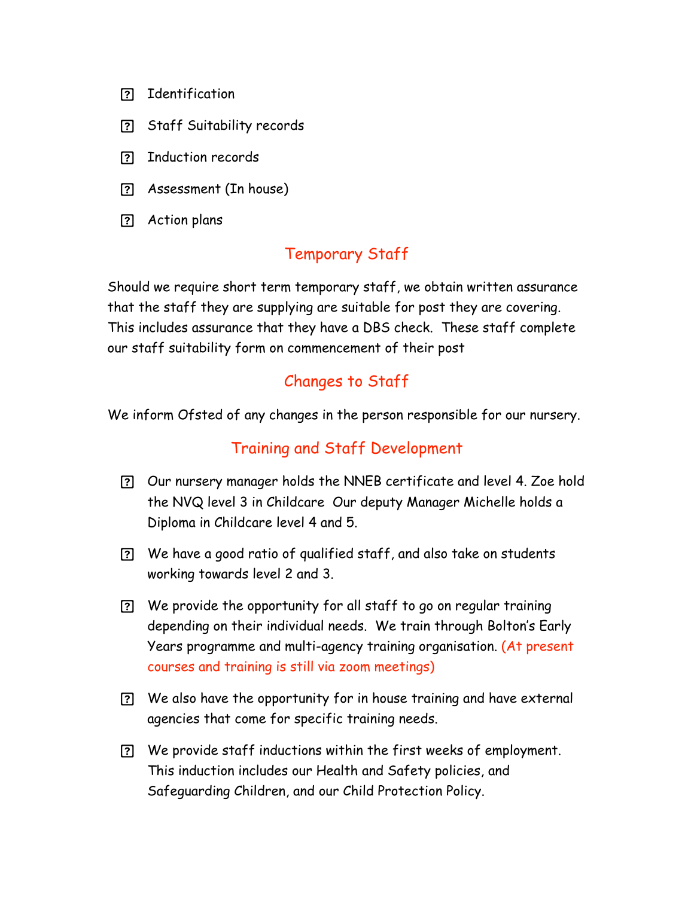- Identification
- Staff Suitability records
- Induction records
- Assessment (In house)
- Action plans

## Temporary Staff

Should we require short term temporary staff, we obtain written assurance that the staff they are supplying are suitable for post they are covering. This includes assurance that they have a DBS check. These staff complete our staff suitability form on commencement of their post

## Changes to Staff

We inform Ofsted of any changes in the person responsible for our nursery.

## Training and Staff Development

- Our nursery manager holds the NNEB certificate and level 4. Zoe hold the NVQ level 3 in Childcare Our deputy Manager Michelle holds a Diploma in Childcare level 4 and 5.
- We have a good ratio of qualified staff, and also take on students working towards level 2 and 3.
- We provide the opportunity for all staff to go on regular training depending on their individual needs. We train through Bolton's Early Years programme and multi-agency training organisation. (At present courses and training is still via zoom meetings)
- We also have the opportunity for in house training and have external agencies that come for specific training needs.
- We provide staff inductions within the first weeks of employment. This induction includes our Health and Safety policies, and Safeguarding Children, and our Child Protection Policy.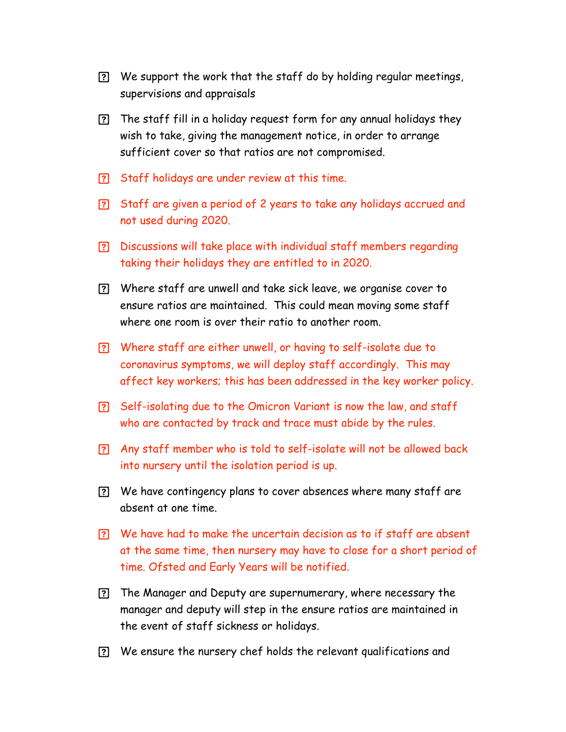- We support the work that the staff do by holding regular meetings, supervisions and appraisals
- The staff fill in a holiday request form for any annual holidays they wish to take, giving the management notice, in order to arrange sufficient cover so that ratios are not compromised.
- Staff holidays are under review at this time.
- Staff are given a period of 2 years to take any holidays accrued and not used during 2020.
- Discussions will take place with individual staff members regarding taking their holidays they are entitled to in 2020.
- Where staff are unwell and take sick leave, we organise cover to ensure ratios are maintained. This could mean moving some staff where one room is over their ratio to another room.
- Where staff are either unwell, or having to self-isolate due to coronavirus symptoms, we will deploy staff accordingly. This may affect key workers; this has been addressed in the key worker policy.
- Self-isolating due to the Omicron Variant is now the law, and staff who are contacted by track and trace must abide by the rules.
- Any staff member who is told to self-isolate will not be allowed back into nursery until the isolation period is up.
- We have contingency plans to cover absences where many staff are absent at one time.
- We have had to make the uncertain decision as to if staff are absent at the same time, then nursery may have to close for a short period of time. Ofsted and Early Years will be notified.
- The Manager and Deputy are supernumerary, where necessary the manager and deputy will step in the ensure ratios are maintained in the event of staff sickness or holidays.
- We ensure the nursery chef holds the relevant qualifications and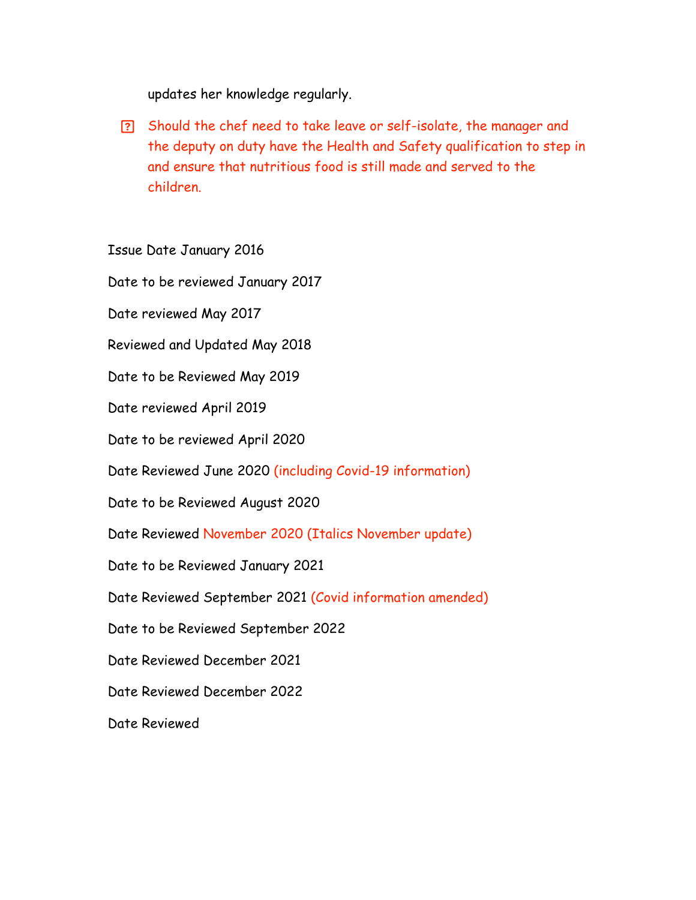updates her knowledge regularly.

- Should the chef need to take leave or self-isolate, the manager and the deputy on duty have the Health and Safety qualification to step in and ensure that nutritious food is still made and served to the children.

Issue Date January 2016

Date to be reviewed January 2017

Date reviewed May 2017

Reviewed and Updated May 2018

Date to be Reviewed May 2019

Date reviewed April 2019

Date to be reviewed April 2020

Date Reviewed June 2020 (including Covid-19 information)

Date to be Reviewed August 2020

Date Reviewed November 2020 (Italics November update)

Date to be Reviewed January 2021

Date Reviewed September 2021 (Covid information amended)

Date to be Reviewed September 2022

Date Reviewed December 2021

Date Reviewed December 2022

Date Reviewed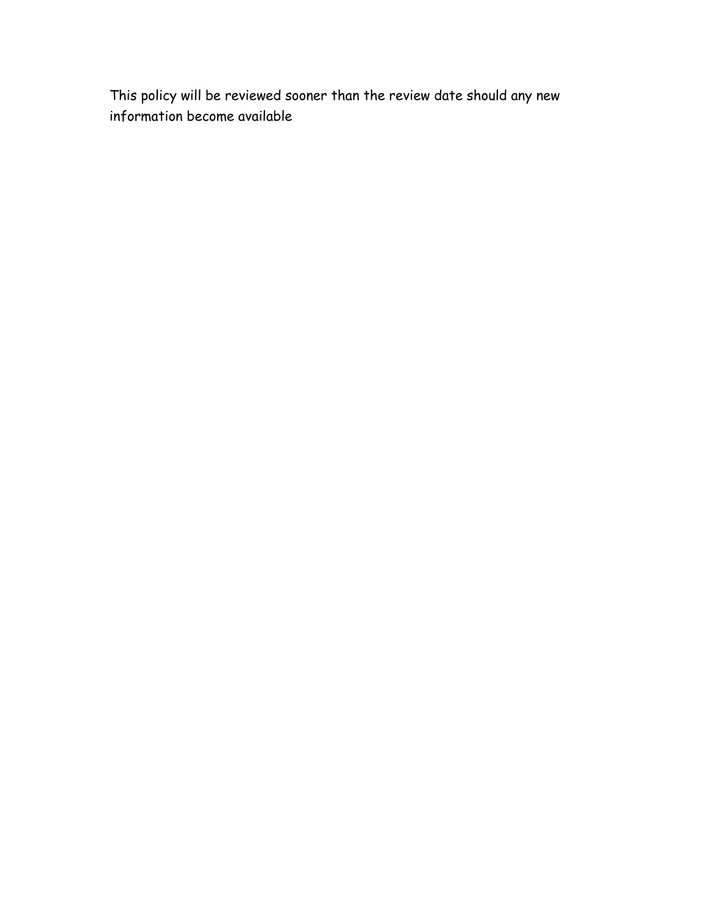This policy will be reviewed sooner than the review date should any new information become available